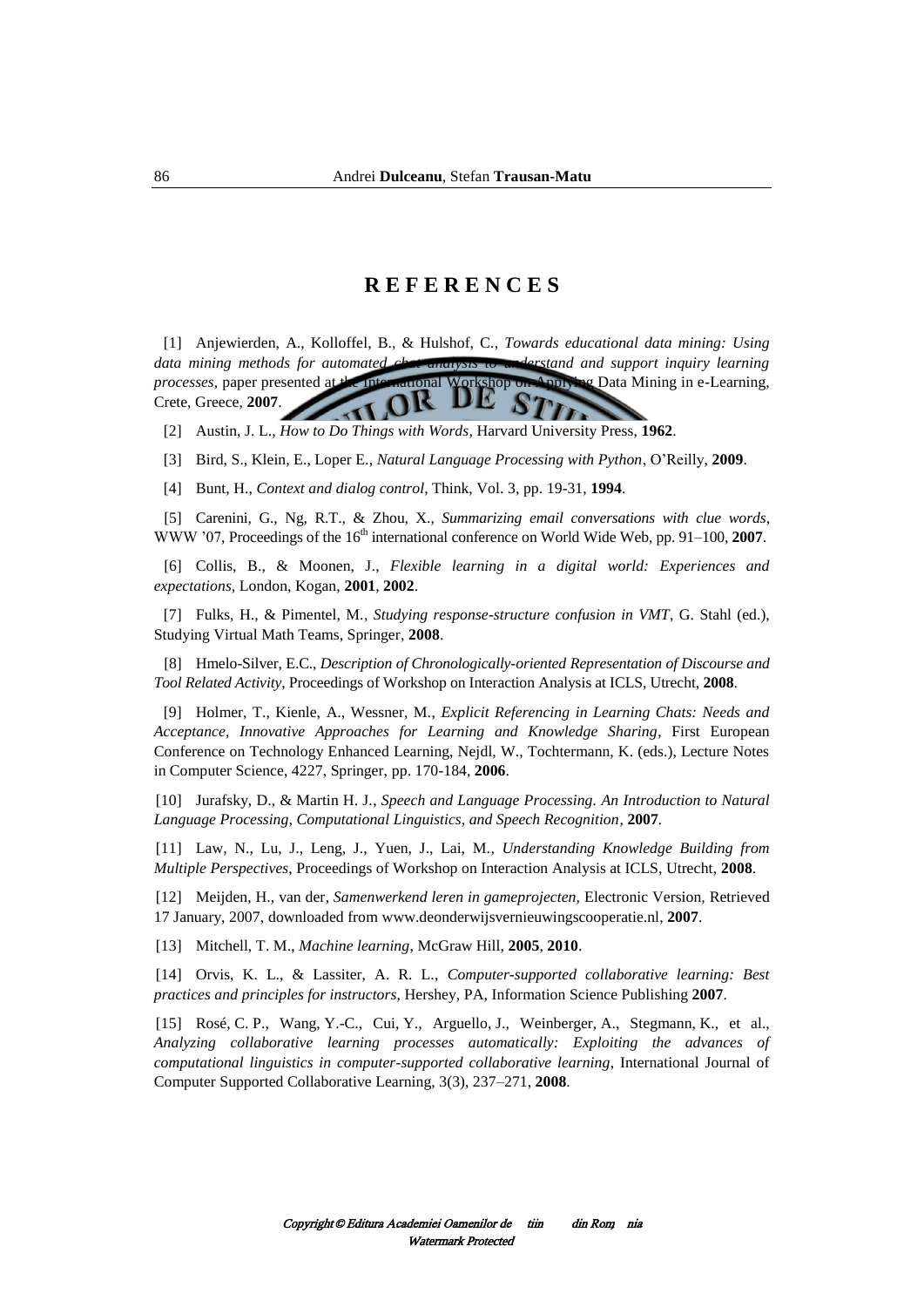# REFERENCES

[1] Anjewierden, A., Kolloffel, B., & Hulshof, C., *Towards educational data mining: Using data mining methods for automated chat analysis to understand and support inquiry learning processes*, paper presented at the International Workshop on Applying Data Mining in e-Learning, Crete, Greece, **2007**.

[2] Austin, J. L., *How to Do Things with Words*, Harvard University Press, **1962**.

[3] Bird, S., Klein, E., Loper E., *Natural Language Processing with Python*, O'Reilly, **2009**.

[4] Bunt, H., *Context and dialog control*, Think, Vol. 3, pp. 19-31, **1994**.

[5] Carenini, G., Ng, R.T., & Zhou, X., *Summarizing email conversations with clue words*, WWW '07, Proceedings of the 16th international conference on World Wide Web, pp. 91–100, **2007**.

[6] Collis, B., & Moonen, J., *Flexible learning in a digital world: Experiences and expectations*, London, Kogan, **2001**, **2002**.

[7] Fulks, H., & Pimentel, M., *Studying response-structure confusion in VMT*, G. Stahl (ed.), Studying Virtual Math Teams, Springer, **2008**.

[8] Hmelo-Silver, E.C., *Description of Chronologically-oriented Representation of Discourse and Tool Related Activity*, Proceedings of Workshop on Interaction Analysis at ICLS, Utrecht, **2008**.

[9] Holmer, T., Kienle, A., Wessner, M., *Explicit Referencing in Learning Chats: Needs and Acceptance, Innovative Approaches for Learning and Knowledge Sharing*, First European Conference on Technology Enhanced Learning, Nejdl, W., Tochtermann, K. (eds.), Lecture Notes in Computer Science, 4227, Springer, pp. 170-184, **2006**.

[10] Jurafsky, D., & Martin H. J., *Speech and Language Processing. An Introduction to Natural Language Processing, Computational Linguistics, and Speech Recognition*, **2007**.

[11] Law, N., Lu, J., Leng, J., Yuen, J., Lai, M., *Understanding Knowledge Building from Multiple Perspectives*, Proceedings of Workshop on Interaction Analysis at ICLS, Utrecht, **2008**.

[12] Meijden, H., van der, *Samenwerkend leren in gameprojecten*, Electronic Version, Retrieved 17 January, 2007, downloaded from www.deonderwijsvernieuwingscooperatie.nl, **2007**.

[13] Mitchell, T. M., *Machine learning*, McGraw Hill, **2005**, **2010**.

[14] Orvis, K. L., & Lassiter, A. R. L., *Computer-supported collaborative learning: Best practices and principles for instructors*, Hershey, PA, Information Science Publishing **2007**.

[15] Rosé, C. P., Wang, Y.-C., Cui, Y., Arguello, J., Weinberger, A., Stegmann, K., et al., *Analyzing collaborative learning processes automatically: Exploiting the advances of computational linguistics in computer-supported collaborative learning*, International Journal of Computer Supported Collaborative Learning, 3(3), 237–271, **2008**.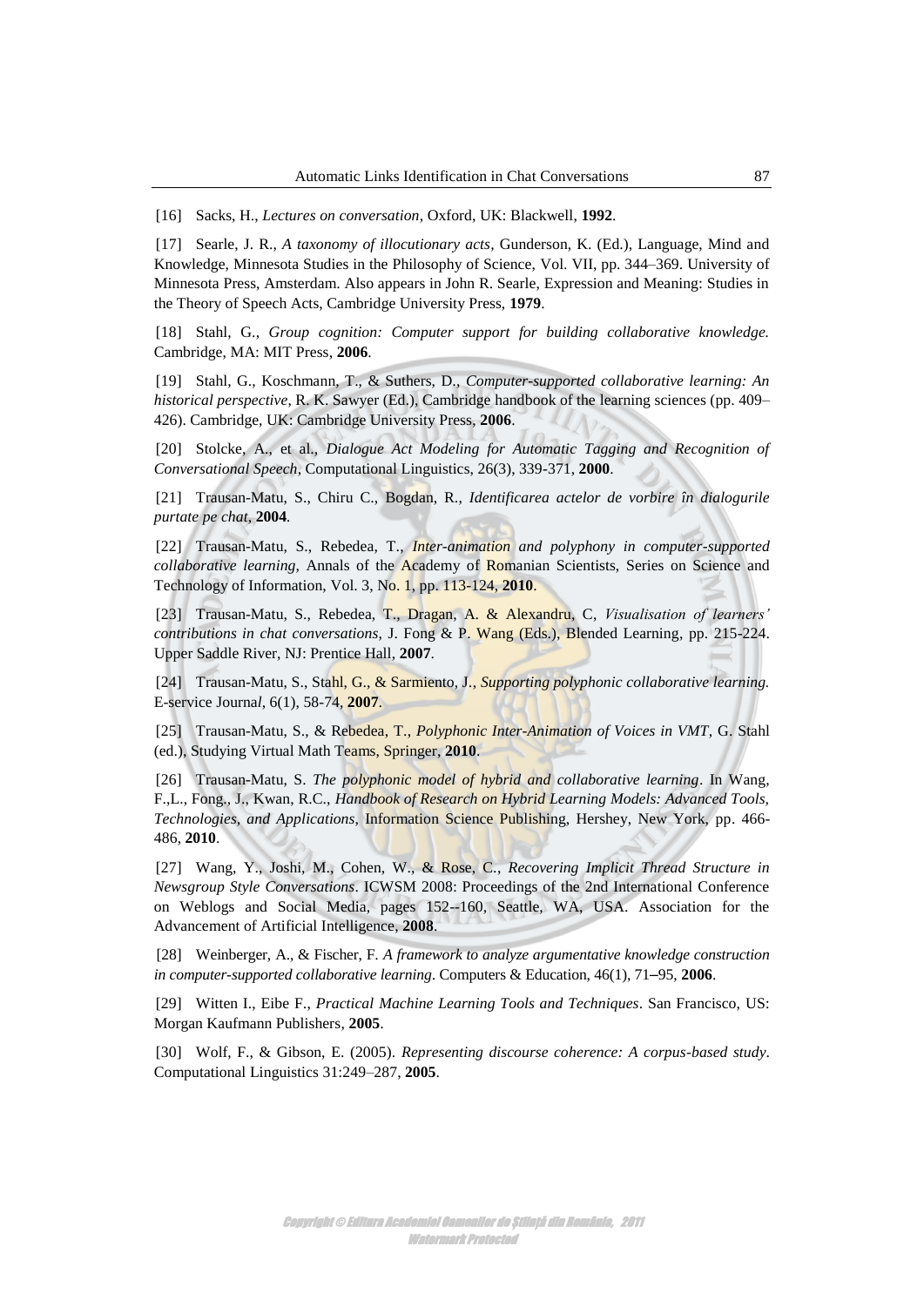[16] Sacks, H., *Lectures on conversation*, Oxford, UK: Blackwell, **1992**.

[17] Searle, J. R., *A taxonomy of illocutionary acts,* Gunderson, K. (Ed.), Language, Mind and Knowledge, Minnesota Studies in the Philosophy of Science, Vol. VII, pp. 344–369. University of Minnesota Press, Amsterdam. Also appears in John R. Searle, Expression and Meaning: Studies in the Theory of Speech Acts, Cambridge University Press, **1979**.

[18] Stahl, G., *Group cognition: Computer support for building collaborative knowledge.* Cambridge, MA: MIT Press, **2006**.

[19] Stahl, G., Koschmann, T., & Suthers, D., *Computer-supported collaborative learning: An historical perspective,* R. K. Sawyer (Ed.), Cambridge handbook of the learning sciences (pp. 409–426). Cambridge, UK: Cambridge University Press, **2006**.

[20] Stolcke, A., et al., *Dialogue Act Modeling for Automatic Tagging and Recognition of Conversational Speech*, Computational Linguistics, 26(3), 339-371, **2000**.

[21] Trausan-Matu, S., Chiru C., Bogdan, R., *Identificarea actelor de vorbire în dialogurile purtate pe chat*, **2004**.

[22] Trausan-Matu, S., Rebedea, T., *Inter-animation and polyphony in computer-supported collaborative learning,* Annals of the Academy of Romanian Scientists, Series on Science and Technology of Information, Vol. 3, No. 1, pp. 113-124, **2010**.

[23] Trausan-Matu, S., Rebedea, T., Dragan, A. & Alexandru, C, *Visualisation of learners' contributions in chat conversations,* J. Fong & P. Wang (Eds.), Blended Learning, pp. 215-224. Upper Saddle River, NJ: Prentice Hall, **2007**.

[24] Trausan-Matu, S., Stahl, G., & Sarmiento, J., *Supporting polyphonic collaborative learning.* E-service Journal, 6(1), 58-74, **2007**.

[25] Trausan-Matu, S., & Rebedea, T., *Polyphonic Inter-Animation of Voices in VMT*, G. Stahl (ed.), Studying Virtual Math Teams, Springer, **2010**.

[26] Trausan-Matu, S. *The polyphonic model of hybrid and collaborative learning*. In Wang, F.,L., Fong,, J., Kwan, R.C., *Handbook of Research on Hybrid Learning Models: Advanced Tools, Technologies, and Applications,* Information Science Publishing, Hershey, New York, pp. 466-486, **2010**.

[27] Wang, Y., Joshi, M., Cohen, W., & Rose, C., *Recovering Implicit Thread Structure in Newsgroup Style Conversations*. ICWSM 2008: Proceedings of the 2nd International Conference on Weblogs and Social Media, pages 152--160, Seattle, WA, USA. Association for the Advancement of Artificial Intelligence, **2008**.

[28] Weinberger, A., & Fischer, F. *A framework to analyze argumentative knowledge construction in computer-supported collaborative learning*. Computers & Education, 46(1), 71–95, **2006**.

[29] Witten I., Eibe F., *Practical Machine Learning Tools and Techniques*. San Francisco, US: Morgan Kaufmann Publishers, **2005**.

[30] Wolf, F., & Gibson, E. (2005). *Representing discourse coherence: A corpus-based study*. Computational Linguistics 31:249–287, **2005**.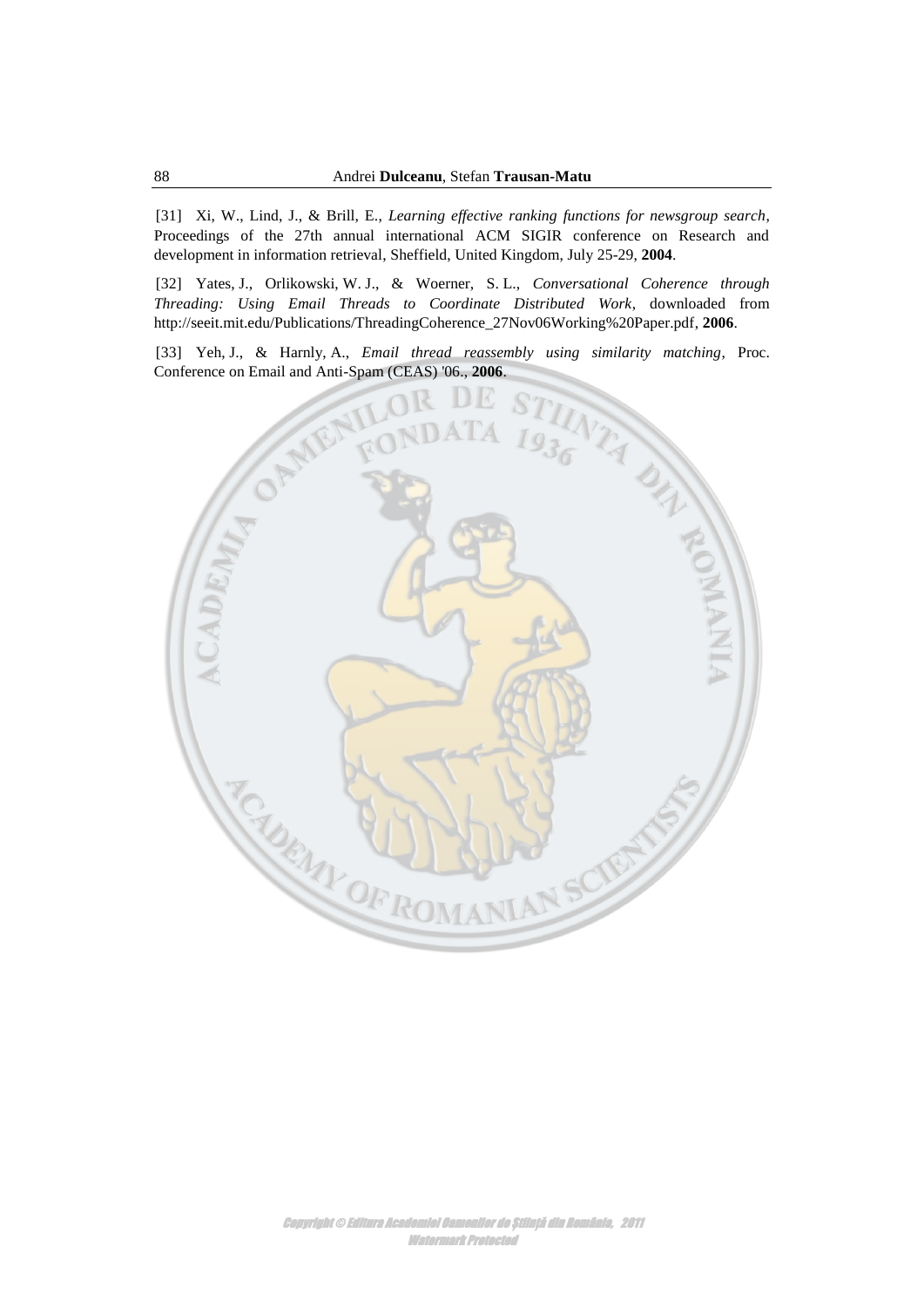[31] Xi, W., Lind, J., & Brill, E., *Learning effective ranking functions for newsgroup search*, Proceedings of the 27th annual international ACM SIGIR conference on Research and development in information retrieval, Sheffield, United Kingdom, July 25-29, **2004**.

[32] Yates, J., Orlikowski, W. J., & Woerner, S. L., *Conversational Coherence through Threading: Using Email Threads to Coordinate Distributed Work*, downloaded from http://seeit.mit.edu/Publications/ThreadingCoherence_27Nov06Working%20Paper.pdf, **2006**.

[33] Yeh, J., & Harnly, A., *Email thread reassembly using similarity matching*, Proc. Conference on Email and Anti-Spam (CEAS) '06., **2006**.